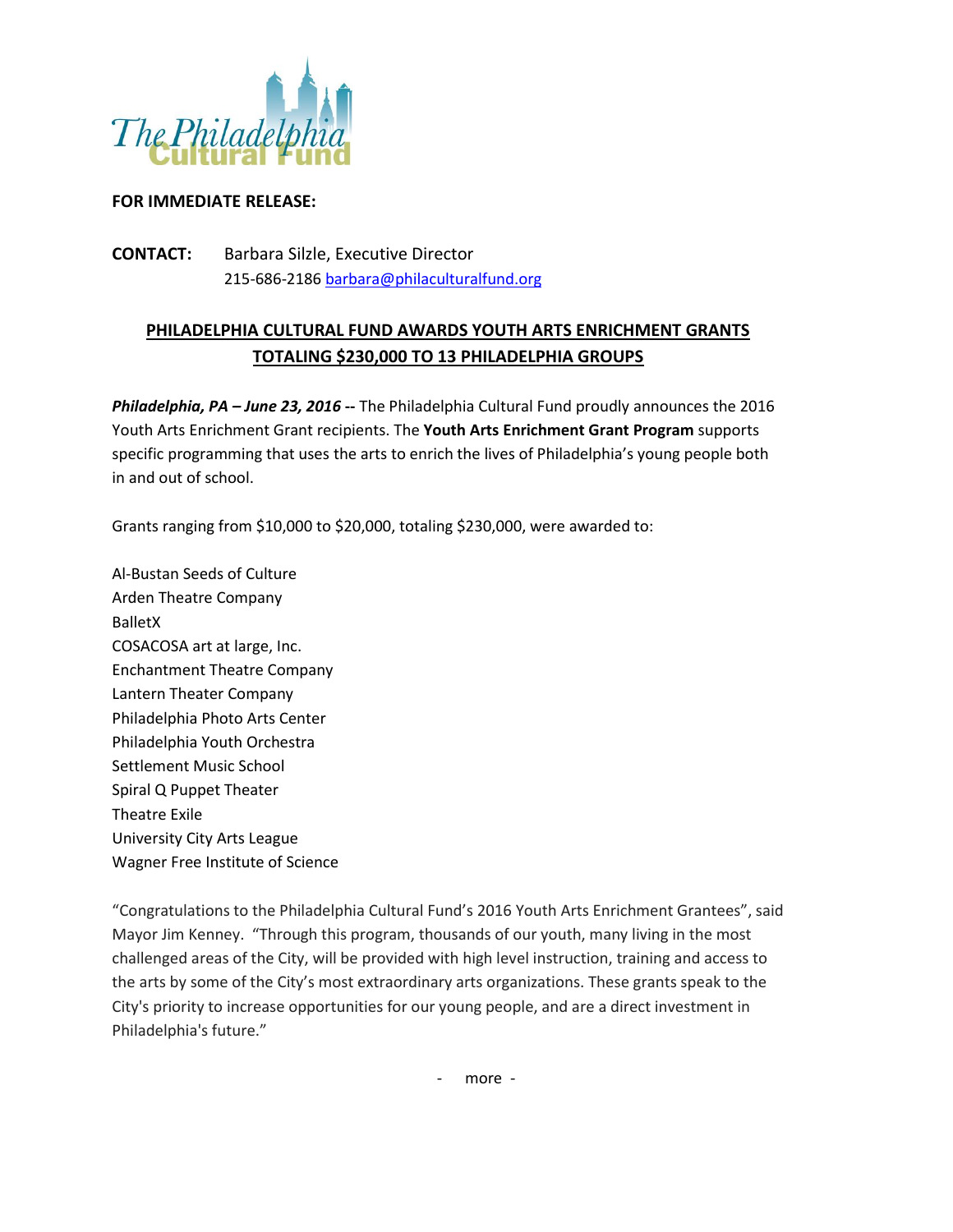The Philadelphia Cultural Fund

**FOR IMMEDIATE RELEASE:**

**CONTACT:** Barbara Silzle, Executive Director
215-686-2186 barbara@philaculturalfund.org

## PHILADELPHIA CULTURAL FUND AWARDS YOUTH ARTS ENRICHMENT GRANTS TOTALING $230,000 TO 13 PHILADELPHIA GROUPS

***Philadelphia, PA – June 23, 2016*** **--** The Philadelphia Cultural Fund proudly announces the 2016 Youth Arts Enrichment Grant recipients. The **Youth Arts Enrichment Grant Program** supports specific programming that uses the arts to enrich the lives of Philadelphia's young people both in and out of school.

Grants ranging from $10,000 to $20,000, totaling $230,000, were awarded to:

Al-Bustan Seeds of Culture
Arden Theatre Company
BalletX
COSACOSA art at large, Inc.
Enchantment Theatre Company
Lantern Theater Company
Philadelphia Photo Arts Center
Philadelphia Youth Orchestra
Settlement Music School
Spiral Q Puppet Theater
Theatre Exile
University City Arts League
Wagner Free Institute of Science

"Congratulations to the Philadelphia Cultural Fund's 2016 Youth Arts Enrichment Grantees", said Mayor Jim Kenney. "Through this program, thousands of our youth, many living in the most challenged areas of the City, will be provided with high level instruction, training and access to the arts by some of the City's most extraordinary arts organizations. These grants speak to the City's priority to increase opportunities for our young people, and are a direct investment in Philadelphia's future."

- more -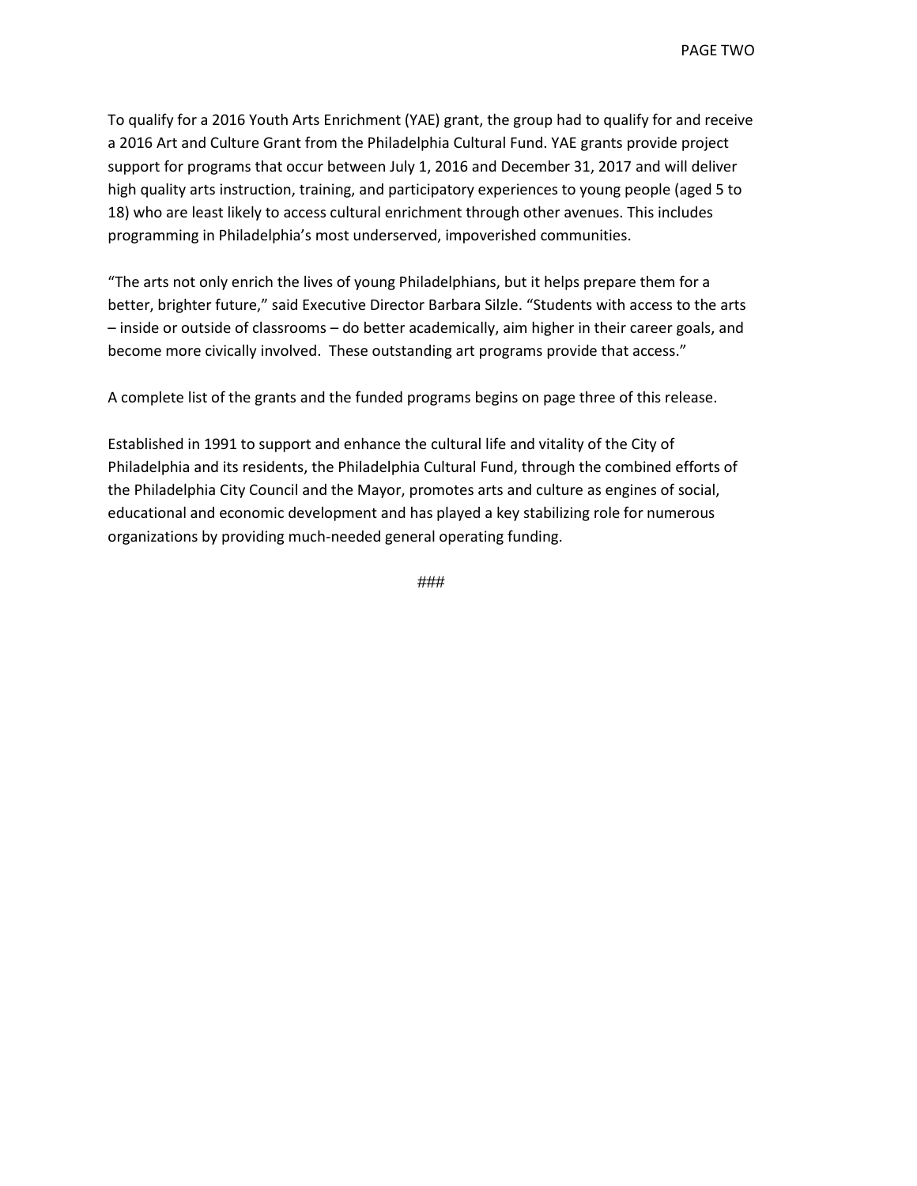To qualify for a 2016 Youth Arts Enrichment (YAE) grant, the group had to qualify for and receive a 2016 Art and Culture Grant from the Philadelphia Cultural Fund. YAE grants provide project support for programs that occur between July 1, 2016 and December 31, 2017 and will deliver high quality arts instruction, training, and participatory experiences to young people (aged 5 to 18) who are least likely to access cultural enrichment through other avenues. This includes programming in Philadelphia's most underserved, impoverished communities.

"The arts not only enrich the lives of young Philadelphians, but it helps prepare them for a better, brighter future," said Executive Director Barbara Silzle. "Students with access to the arts – inside or outside of classrooms – do better academically, aim higher in their career goals, and become more civically involved. These outstanding art programs provide that access."

A complete list of the grants and the funded programs begins on page three of this release.

Established in 1991 to support and enhance the cultural life and vitality of the City of Philadelphia and its residents, the Philadelphia Cultural Fund, through the combined efforts of the Philadelphia City Council and the Mayor, promotes arts and culture as engines of social, educational and economic development and has played a key stabilizing role for numerous organizations by providing much-needed general operating funding.

###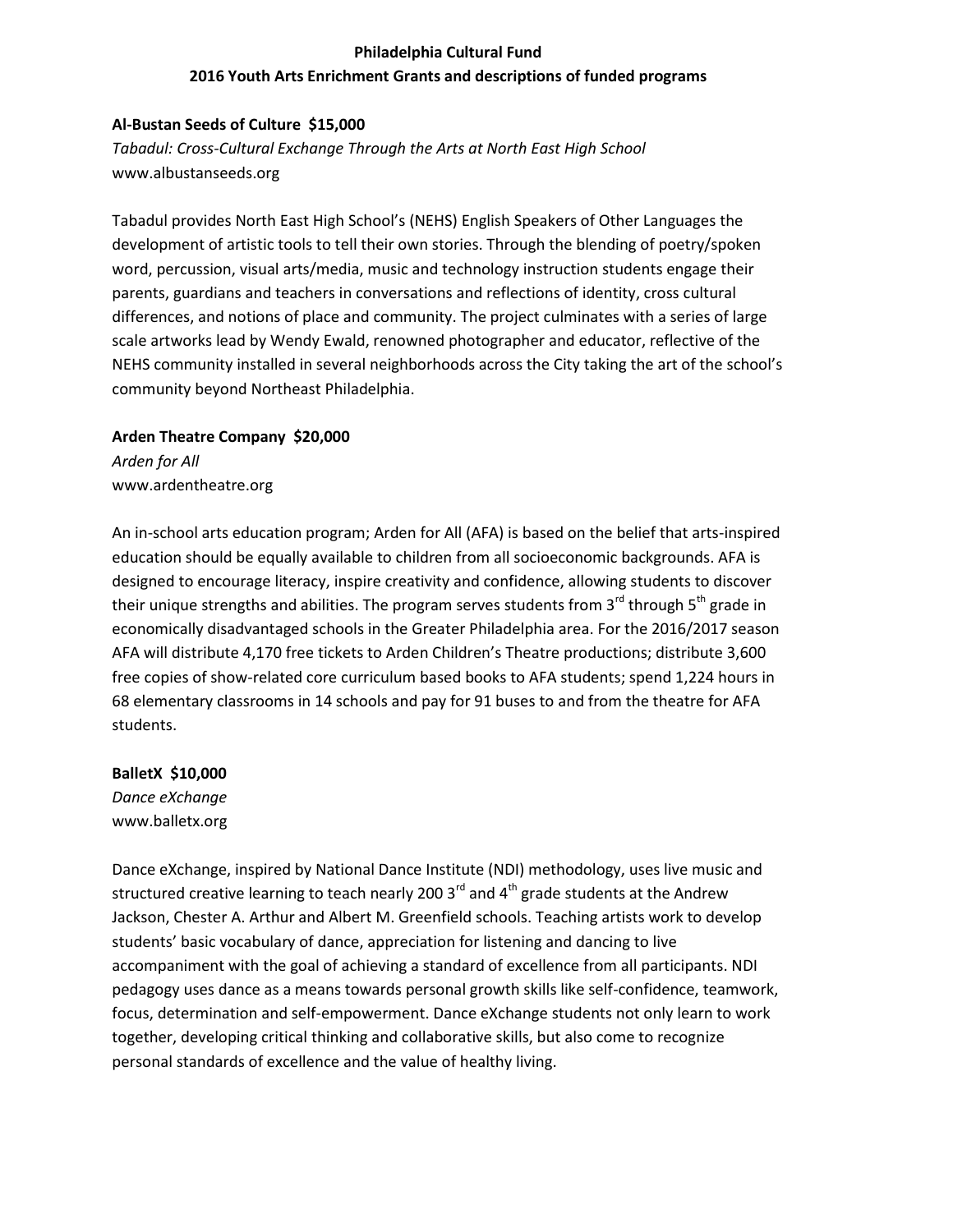**Philadelphia Cultural Fund**

**2016 Youth Arts Enrichment Grants and descriptions of funded programs**

**Al-Bustan Seeds of Culture $15,000**

*Tabadul: Cross-Cultural Exchange Through the Arts at North East High School*

www.albustanseeds.org

Tabadul provides North East High School's (NEHS) English Speakers of Other Languages the development of artistic tools to tell their own stories. Through the blending of poetry/spoken word, percussion, visual arts/media, music and technology instruction students engage their parents, guardians and teachers in conversations and reflections of identity, cross cultural differences, and notions of place and community. The project culminates with a series of large scale artworks lead by Wendy Ewald, renowned photographer and educator, reflective of the NEHS community installed in several neighborhoods across the City taking the art of the school's community beyond Northeast Philadelphia.

**Arden Theatre Company $20,000**

*Arden for All*

www.ardentheatre.org

An in-school arts education program; Arden for All (AFA) is based on the belief that arts-inspired education should be equally available to children from all socioeconomic backgrounds. AFA is designed to encourage literacy, inspire creativity and confidence, allowing students to discover their unique strengths and abilities. The program serves students from 3rd through 5th grade in economically disadvantaged schools in the Greater Philadelphia area. For the 2016/2017 season AFA will distribute 4,170 free tickets to Arden Children's Theatre productions; distribute 3,600 free copies of show-related core curriculum based books to AFA students; spend 1,224 hours in 68 elementary classrooms in 14 schools and pay for 91 buses to and from the theatre for AFA students.

**BalletX $10,000**

*Dance eXchange*

www.balletx.org

Dance eXchange, inspired by National Dance Institute (NDI) methodology, uses live music and structured creative learning to teach nearly 200 3rd and 4th grade students at the Andrew Jackson, Chester A. Arthur and Albert M. Greenfield schools. Teaching artists work to develop students' basic vocabulary of dance, appreciation for listening and dancing to live accompaniment with the goal of achieving a standard of excellence from all participants. NDI pedagogy uses dance as a means towards personal growth skills like self-confidence, teamwork, focus, determination and self-empowerment. Dance eXchange students not only learn to work together, developing critical thinking and collaborative skills, but also come to recognize personal standards of excellence and the value of healthy living.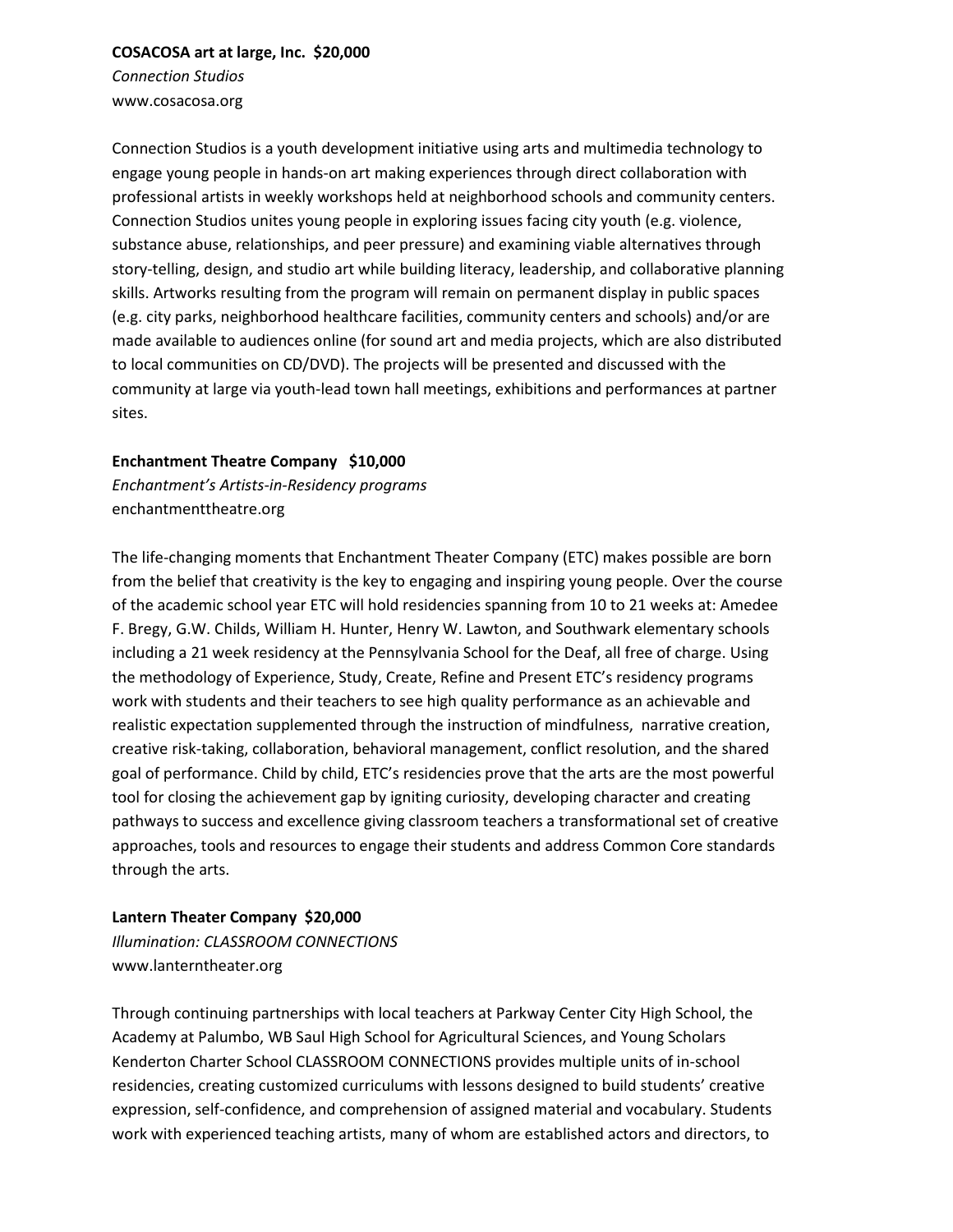**COSACOSA art at large, Inc.  $20,000**
*Connection Studios*
www.cosacosa.org

Connection Studios is a youth development initiative using arts and multimedia technology to engage young people in hands-on art making experiences through direct collaboration with professional artists in weekly workshops held at neighborhood schools and community centers. Connection Studios unites young people in exploring issues facing city youth (e.g. violence, substance abuse, relationships, and peer pressure) and examining viable alternatives through story-telling, design, and studio art while building literacy, leadership, and collaborative planning skills. Artworks resulting from the program will remain on permanent display in public spaces (e.g. city parks, neighborhood healthcare facilities, community centers and schools) and/or are made available to audiences online (for sound art and media projects, which are also distributed to local communities on CD/DVD). The projects will be presented and discussed with the community at large via youth-lead town hall meetings, exhibitions and performances at partner sites.

**Enchantment Theatre Company   $10,000**
*Enchantment's Artists-in-Residency programs*
enchantmenttheatre.org

The life-changing moments that Enchantment Theater Company (ETC) makes possible are born from the belief that creativity is the key to engaging and inspiring young people. Over the course of the academic school year ETC will hold residencies spanning from 10 to 21 weeks at: Amedee F. Bregy, G.W. Childs, William H. Hunter, Henry W. Lawton, and Southwark elementary schools including a 21 week residency at the Pennsylvania School for the Deaf, all free of charge. Using the methodology of Experience, Study, Create, Refine and Present ETC's residency programs work with students and their teachers to see high quality performance as an achievable and realistic expectation supplemented through the instruction of mindfulness,  narrative creation, creative risk-taking, collaboration, behavioral management, conflict resolution, and the shared goal of performance. Child by child, ETC's residencies prove that the arts are the most powerful tool for closing the achievement gap by igniting curiosity, developing character and creating pathways to success and excellence giving classroom teachers a transformational set of creative approaches, tools and resources to engage their students and address Common Core standards through the arts.

**Lantern Theater Company  $20,000**
*Illumination: CLASSROOM CONNECTIONS*
www.lanterntheater.org

Through continuing partnerships with local teachers at Parkway Center City High School, the Academy at Palumbo, WB Saul High School for Agricultural Sciences, and Young Scholars Kenderton Charter School CLASSROOM CONNECTIONS provides multiple units of in-school residencies, creating customized curriculums with lessons designed to build students' creative expression, self-confidence, and comprehension of assigned material and vocabulary. Students work with experienced teaching artists, many of whom are established actors and directors, to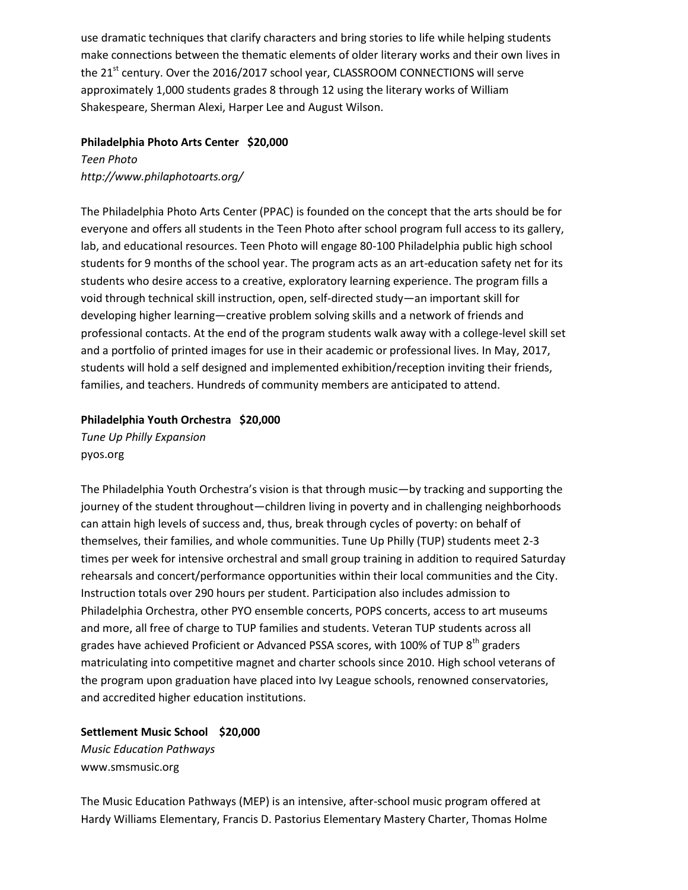use dramatic techniques that clarify characters and bring stories to life while helping students make connections between the thematic elements of older literary works and their own lives in the 21st century. Over the 2016/2017 school year, CLASSROOM CONNECTIONS will serve approximately 1,000 students grades 8 through 12 using the literary works of William Shakespeare, Sherman Alexi, Harper Lee and August Wilson.

**Philadelphia Photo Arts Center   $20,000**
*Teen Photo*
*http://www.philaphotoarts.org/*

The Philadelphia Photo Arts Center (PPAC) is founded on the concept that the arts should be for everyone and offers all students in the Teen Photo after school program full access to its gallery, lab, and educational resources. Teen Photo will engage 80-100 Philadelphia public high school students for 9 months of the school year. The program acts as an art-education safety net for its students who desire access to a creative, exploratory learning experience. The program fills a void through technical skill instruction, open, self-directed study—an important skill for developing higher learning—creative problem solving skills and a network of friends and professional contacts. At the end of the program students walk away with a college-level skill set and a portfolio of printed images for use in their academic or professional lives. In May, 2017, students will hold a self designed and implemented exhibition/reception inviting their friends, families, and teachers. Hundreds of community members are anticipated to attend.

**Philadelphia Youth Orchestra   $20,000**
*Tune Up Philly Expansion*
pyos.org

The Philadelphia Youth Orchestra's vision is that through music—by tracking and supporting the journey of the student throughout—children living in poverty and in challenging neighborhoods can attain high levels of success and, thus, break through cycles of poverty: on behalf of themselves, their families, and whole communities. Tune Up Philly (TUP) students meet 2-3 times per week for intensive orchestral and small group training in addition to required Saturday rehearsals and concert/performance opportunities within their local communities and the City. Instruction totals over 290 hours per student. Participation also includes admission to Philadelphia Orchestra, other PYO ensemble concerts, POPS concerts, access to art museums and more, all free of charge to TUP families and students. Veteran TUP students across all grades have achieved Proficient or Advanced PSSA scores, with 100% of TUP 8th graders matriculating into competitive magnet and charter schools since 2010. High school veterans of the program upon graduation have placed into Ivy League schools, renowned conservatories, and accredited higher education institutions.

**Settlement Music School   $20,000**
*Music Education Pathways*
www.smsmusic.org

The Music Education Pathways (MEP) is an intensive, after-school music program offered at Hardy Williams Elementary, Francis D. Pastorius Elementary Mastery Charter, Thomas Holme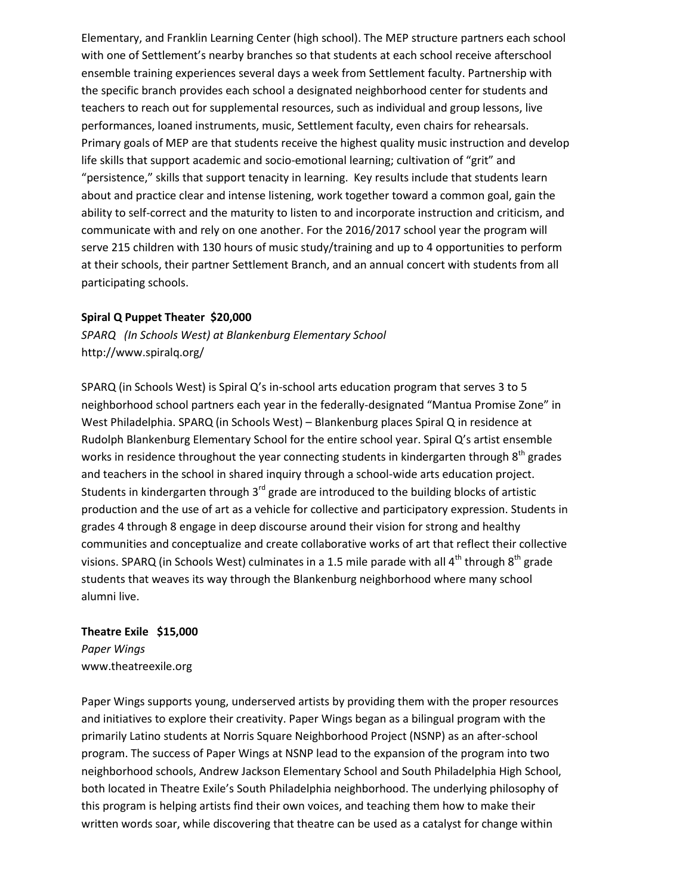Elementary, and Franklin Learning Center (high school). The MEP structure partners each school with one of Settlement's nearby branches so that students at each school receive afterschool ensemble training experiences several days a week from Settlement faculty. Partnership with the specific branch provides each school a designated neighborhood center for students and teachers to reach out for supplemental resources, such as individual and group lessons, live performances, loaned instruments, music, Settlement faculty, even chairs for rehearsals. Primary goals of MEP are that students receive the highest quality music instruction and develop life skills that support academic and socio-emotional learning; cultivation of "grit" and "persistence," skills that support tenacity in learning. Key results include that students learn about and practice clear and intense listening, work together toward a common goal, gain the ability to self-correct and the maturity to listen to and incorporate instruction and criticism, and communicate with and rely on one another. For the 2016/2017 school year the program will serve 215 children with 130 hours of music study/training and up to 4 opportunities to perform at their schools, their partner Settlement Branch, and an annual concert with students from all participating schools.

**Spiral Q Puppet Theater $20,000**
*SPARQ (In Schools West) at Blankenburg Elementary School*
http://www.spiralq.org/

SPARQ (in Schools West) is Spiral Q's in-school arts education program that serves 3 to 5 neighborhood school partners each year in the federally-designated "Mantua Promise Zone" in West Philadelphia. SPARQ (in Schools West) – Blankenburg places Spiral Q in residence at Rudolph Blankenburg Elementary School for the entire school year. Spiral Q's artist ensemble works in residence throughout the year connecting students in kindergarten through 8th grades and teachers in the school in shared inquiry through a school-wide arts education project. Students in kindergarten through 3rd grade are introduced to the building blocks of artistic production and the use of art as a vehicle for collective and participatory expression. Students in grades 4 through 8 engage in deep discourse around their vision for strong and healthy communities and conceptualize and create collaborative works of art that reflect their collective visions. SPARQ (in Schools West) culminates in a 1.5 mile parade with all 4th through 8th grade students that weaves its way through the Blankenburg neighborhood where many school alumni live.

**Theatre Exile $15,000**
*Paper Wings*
www.theatreexile.org

Paper Wings supports young, underserved artists by providing them with the proper resources and initiatives to explore their creativity. Paper Wings began as a bilingual program with the primarily Latino students at Norris Square Neighborhood Project (NSNP) as an after-school program. The success of Paper Wings at NSNP lead to the expansion of the program into two neighborhood schools, Andrew Jackson Elementary School and South Philadelphia High School, both located in Theatre Exile's South Philadelphia neighborhood. The underlying philosophy of this program is helping artists find their own voices, and teaching them how to make their written words soar, while discovering that theatre can be used as a catalyst for change within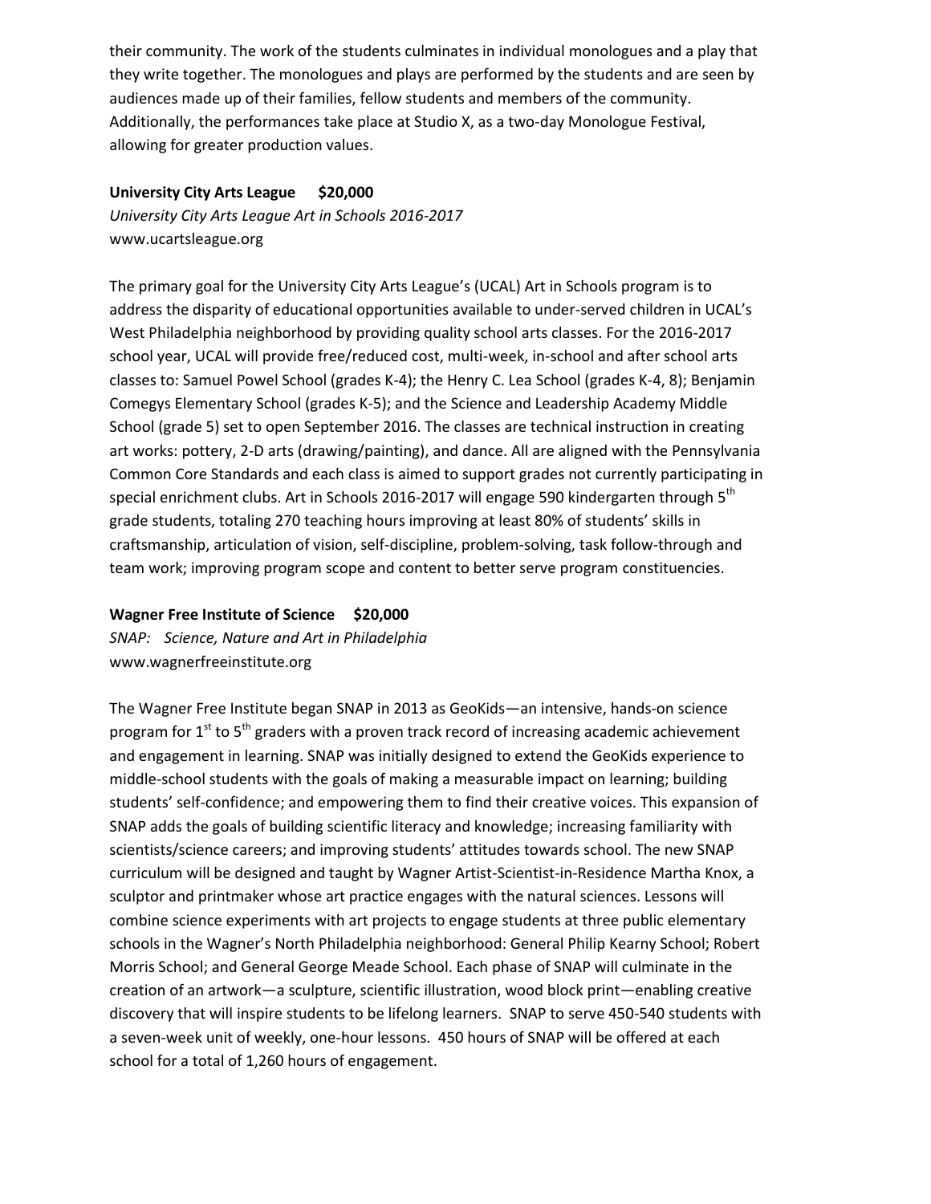their community. The work of the students culminates in individual monologues and a play that they write together. The monologues and plays are performed by the students and are seen by audiences made up of their families, fellow students and members of the community. Additionally, the performances take place at Studio X, as a two-day Monologue Festival, allowing for greater production values.

**University City Arts League $20,000**
*University City Arts League Art in Schools 2016-2017*
www.ucartsleague.org

The primary goal for the University City Arts League's (UCAL) Art in Schools program is to address the disparity of educational opportunities available to under-served children in UCAL's West Philadelphia neighborhood by providing quality school arts classes. For the 2016-2017 school year, UCAL will provide free/reduced cost, multi-week, in-school and after school arts classes to: Samuel Powel School (grades K-4); the Henry C. Lea School (grades K-4, 8); Benjamin Comegys Elementary School (grades K-5); and the Science and Leadership Academy Middle School (grade 5) set to open September 2016. The classes are technical instruction in creating art works: pottery, 2-D arts (drawing/painting), and dance. All are aligned with the Pennsylvania Common Core Standards and each class is aimed to support grades not currently participating in special enrichment clubs. Art in Schools 2016-2017 will engage 590 kindergarten through 5th grade students, totaling 270 teaching hours improving at least 80% of students' skills in craftsmanship, articulation of vision, self-discipline, problem-solving, task follow-through and team work; improving program scope and content to better serve program constituencies.

**Wagner Free Institute of Science $20,000**
*SNAP: Science, Nature and Art in Philadelphia*
www.wagnerfreeinstitute.org

The Wagner Free Institute began SNAP in 2013 as GeoKids—an intensive, hands-on science program for 1st to 5th graders with a proven track record of increasing academic achievement and engagement in learning. SNAP was initially designed to extend the GeoKids experience to middle-school students with the goals of making a measurable impact on learning; building students' self-confidence; and empowering them to find their creative voices. This expansion of SNAP adds the goals of building scientific literacy and knowledge; increasing familiarity with scientists/science careers; and improving students' attitudes towards school. The new SNAP curriculum will be designed and taught by Wagner Artist-Scientist-in-Residence Martha Knox, a sculptor and printmaker whose art practice engages with the natural sciences. Lessons will combine science experiments with art projects to engage students at three public elementary schools in the Wagner's North Philadelphia neighborhood: General Philip Kearny School; Robert Morris School; and General George Meade School. Each phase of SNAP will culminate in the creation of an artwork—a sculpture, scientific illustration, wood block print—enabling creative discovery that will inspire students to be lifelong learners. SNAP to serve 450-540 students with a seven-week unit of weekly, one-hour lessons. 450 hours of SNAP will be offered at each school for a total of 1,260 hours of engagement.